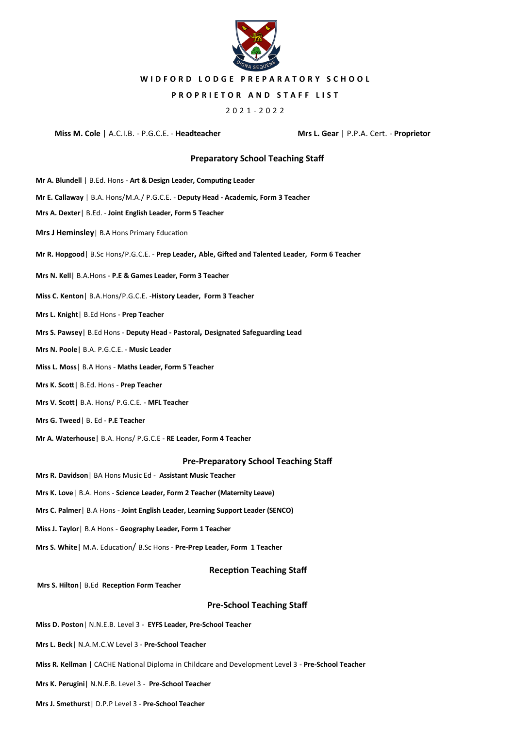# WIDFORD LODGE PREPARATORY SCHOOL

## PROPRIETOR AND STAFF LIST

2021-2022

**Miss M. Cole** | A.C.I.B. - P.G.C.E. - **Headteacher**

**Mrs L. Gear** | P.P.A. Cert. - **Proprietor**

### Preparatory School Teaching Staff

**Mr A. Blundell** | B.Ed. Hons - **Art & Design Leader, Computing Leader**

**Mr E. Callaway** | B.A. Hons/M.A./ P.G.C.E. - **Deputy Head - Academic, Form 3 Teacher**

**Mrs A. Dexter**| B.Ed. - **Joint English Leader, Form 5 Teacher**

**Mrs J Heminsley**| B.A Hons Primary Education

**Mr R. Hopgood**| B.Sc Hons/P.G.C.E. - **Prep Leader, Able, Gifted and Talented Leader, Form 6 Teacher**

**Mrs N. Kell**| B.A.Hons - **P.E & Games Leader, Form 3 Teacher**

**Miss C. Kenton**| B.A.Hons/P.G.C.E. -**History Leader, Form 3 Teacher**

**Mrs L. Knight**| B.Ed Hons - **Prep Teacher**

**Mrs S. Pawsey**| B.Ed Hons - **Deputy Head - Pastoral, Designated Safeguarding Lead**

**Mrs N. Poole**| B.A. P.G.C.E. - **Music Leader**

**Miss L. Moss**| B.A Hons - **Maths Leader, Form 5 Teacher**

**Mrs K. Scott**| B.Ed. Hons - **Prep Teacher**

**Mrs V. Scott**| B.A. Hons/ P.G.C.E. - **MFL Teacher**

**Mrs G. Tweed**| B. Ed - **P.E Teacher**

**Mr A. Waterhouse**| B.A. Hons/ P.G.C.E - **RE Leader, Form 4 Teacher**

### Pre-Preparatory School Teaching Staff

**Mrs R. Davidson**| BA Hons Music Ed - **Assistant Music Teacher**

**Mrs K. Love**| B.A. Hons - **Science Leader, Form 2 Teacher (Maternity Leave)**

**Mrs C. Palmer**| B.A Hons - **Joint English Leader, Learning Support Leader (SENCO)**

**Miss J. Taylor**| B.A Hons - **Geography Leader, Form 1 Teacher**

**Mrs S. White**| M.A. Education/ B.Sc Hons - **Pre-Prep Leader, Form 1 Teacher**

### Reception Teaching Staff

**Mrs S. Hilton**| B.Ed **Reception Form Teacher**

### Pre-School Teaching Staff

**Miss D. Poston**| N.N.E.B. Level 3 - **EYFS Leader, Pre-School Teacher**

**Mrs L. Beck**| N.A.M.C.W Level 3 - **Pre-School Teacher**

**Miss R. Kellman |** CACHE National Diploma in Childcare and Development Level 3 - **Pre-School Teacher**

**Mrs K. Perugini**| N.N.E.B. Level 3 - **Pre-School Teacher**

**Mrs J. Smethurst**| D.P.P Level 3 - **Pre-School Teacher**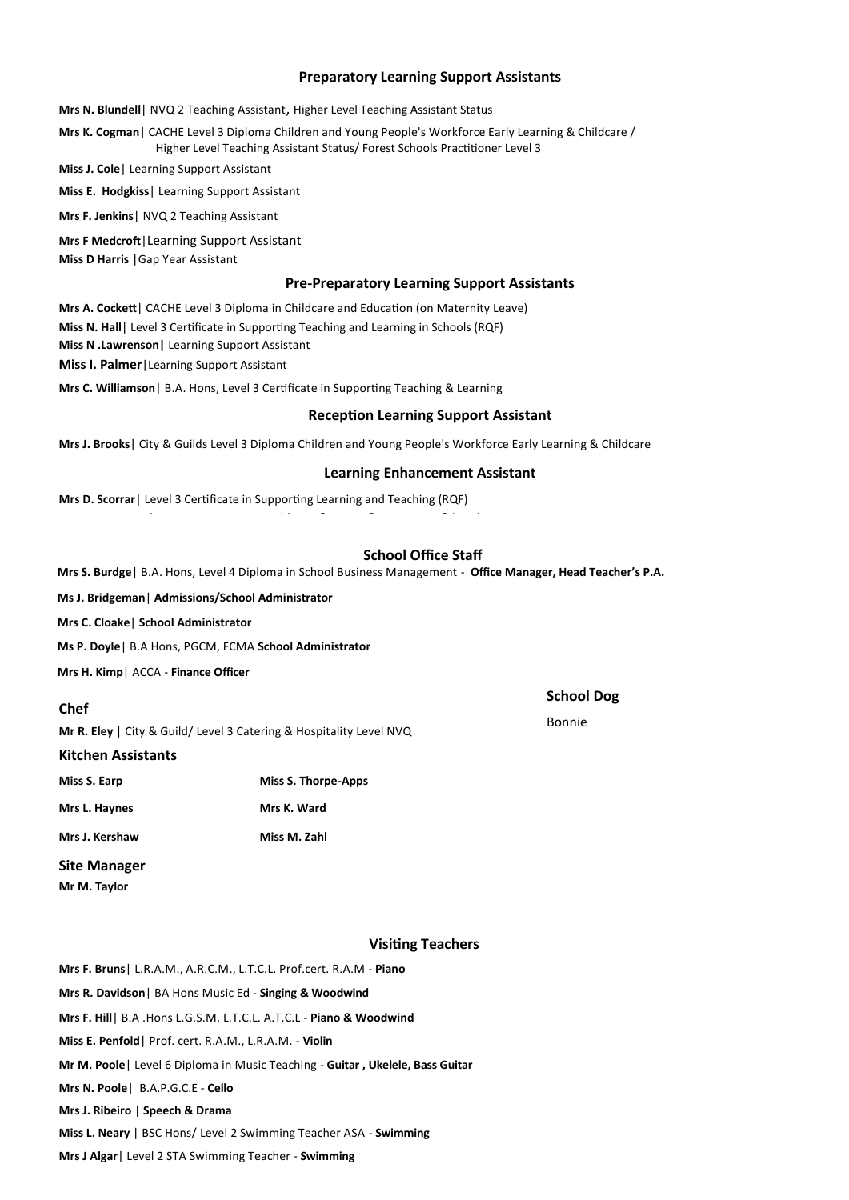## Preparatory Learning Support Assistants

**Mrs N. Blundell**| NVQ 2 Teaching Assistant, Higher Level Teaching Assistant Status

**Mrs K. Cogman**| CACHE Level 3 Diploma Children and Young People's Workforce Early Learning & Childcare / Higher Level Teaching Assistant Status/ Forest Schools Practitioner Level 3

**Miss J. Cole**| Learning Support Assistant

**Miss E. Hodgkiss**| Learning Support Assistant

**Mrs F. Jenkins**| NVQ 2 Teaching Assistant

**Mrs F Medcroft**|Learning Support Assistant

**Miss D Harris** |Gap Year Assistant

## Pre-Preparatory Learning Support Assistants

**Mrs A. Cockett**| CACHE Level 3 Diploma in Childcare and Education (on Maternity Leave)

**Miss N. Hall**| Level 3 Certificate in Supporting Teaching and Learning in Schools (RQF)

**Miss N .Lawrenson|** Learning Support Assistant

**Miss I. Palmer**|Learning Support Assistant

**Mrs C. Williamson**| B.A. Hons, Level 3 Certificate in Supporting Teaching & Learning

## Reception Learning Support Assistant

**Mrs J. Brooks**| City & Guilds Level 3 Diploma Children and Young People's Workforce Early Learning & Childcare

## Learning Enhancement Assistant

**Mrs D. Scorrar**| Level 3 Certificate in Supporting Learning and Teaching (RQF)

## School Office Staff

**Mrs S. Burdge**| B.A. Hons, Level 4 Diploma in School Business Management - **Office Manager, Head Teacher's P.A.**

**Ms J. Bridgeman**| **Admissions/School Administrator**

**Mrs C. Cloake**| **School Administrator**

**Ms P. Doyle**| B.A Hons, PGCM, FCMA **School Administrator**

**Mrs H. Kimp**| ACCA - **Finance Officer**

### Chef

**Mr R. Eley** | City & Guild/ Level 3 Catering & Hospitality Level NVQ

### Kitchen Assistants

| | |
|---|---|
| **Miss S. Earp** | **Miss S. Thorpe-Apps** |
| **Mrs L. Haynes** | **Mrs K. Ward** |
| **Mrs J. Kershaw** | **Miss M. Zahl** |

### Site Manager

**Mr M. Taylor**

### School Dog

Bonnie

## Visiting Teachers

**Mrs F. Bruns**| L.R.A.M., A.R.C.M., L.T.C.L. Prof.cert. R.A.M - **Piano**

**Mrs R. Davidson**| BA Hons Music Ed - **Singing & Woodwind**

**Mrs F. Hill**| B.A .Hons L.G.S.M. L.T.C.L. A.T.C.L - **Piano & Woodwind**

**Miss E. Penfold**| Prof. cert. R.A.M., L.R.A.M. - **Violin**

**Mr M. Poole**| Level 6 Diploma in Music Teaching - **Guitar , Ukelele, Bass Guitar**

**Mrs N. Poole**| B.A.P.G.C.E - **Cello**

**Mrs J. Ribeiro** | **Speech & Drama**

**Miss L. Neary** | BSC Hons/ Level 2 Swimming Teacher ASA - **Swimming**

**Mrs J Algar**| Level 2 STA Swimming Teacher - **Swimming**